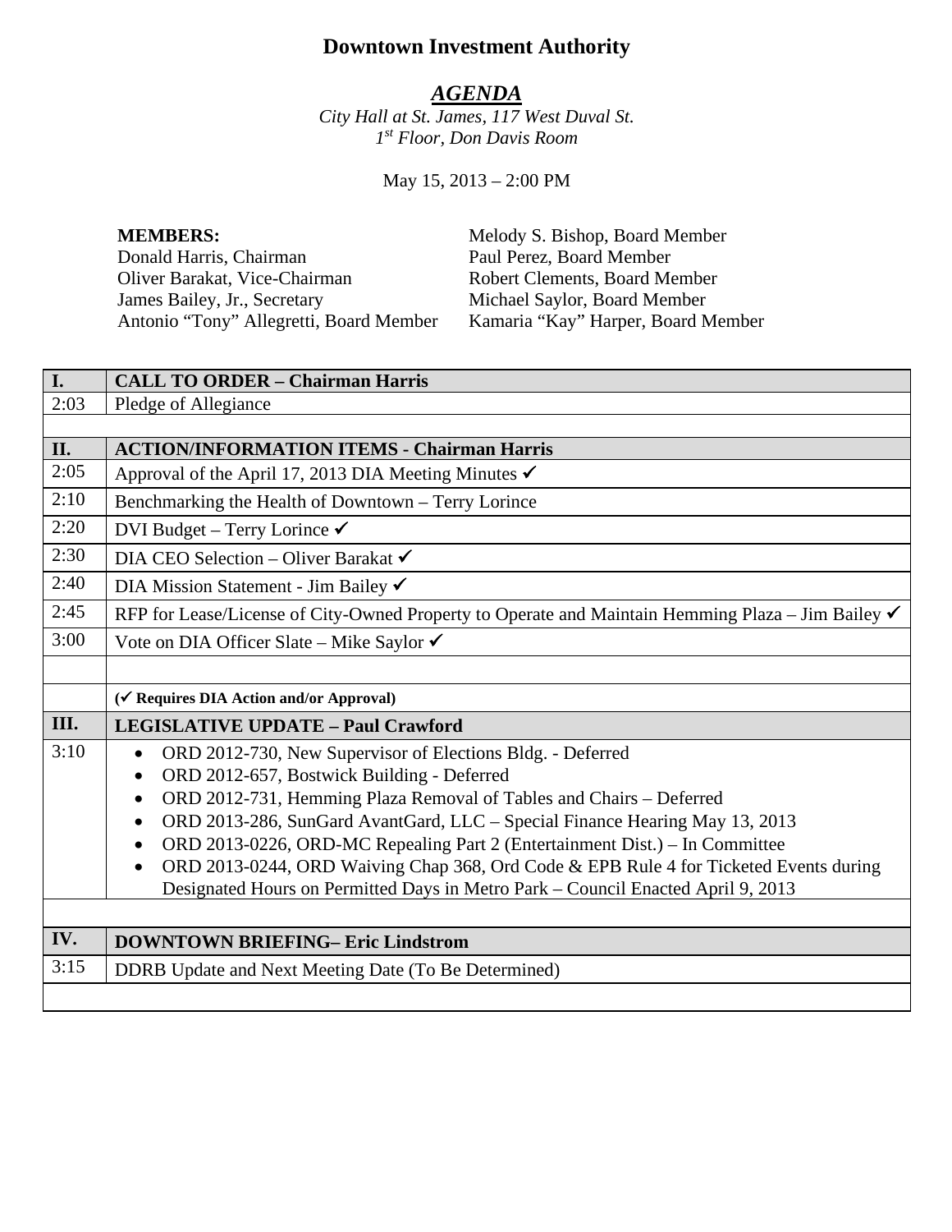# Downtown Investment Authority

## *AGENDA*

*City Hall at St. James, 117 West Duval St.*
*1st Floor, Don Davis Room*

May 15, 2013 – 2:00 PM

**MEMBERS:**
Donald Harris, Chairman
Oliver Barakat, Vice-Chairman
James Bailey, Jr., Secretary
Antonio "Tony" Allegretti, Board Member
Melody S. Bishop, Board Member
Paul Perez, Board Member
Robert Clements, Board Member
Michael Saylor, Board Member
Kamaria "Kay" Harper, Board Member

| | |
|---|---|
| **I.** | **CALL TO ORDER – Chairman Harris** |
| 2:03 | Pledge of Allegiance |
| | |
| **II.** | **ACTION/INFORMATION ITEMS - Chairman Harris** |
| 2:05 | Approval of the April 17, 2013 DIA Meeting Minutes ✓ |
| 2:10 | Benchmarking the Health of Downtown – Terry Lorince |
| 2:20 | DVI Budget – Terry Lorince ✓ |
| 2:30 | DIA CEO Selection – Oliver Barakat ✓ |
| 2:40 | DIA Mission Statement - Jim Bailey ✓ |
| 2:45 | RFP for Lease/License of City-Owned Property to Operate and Maintain Hemming Plaza – Jim Bailey ✓ |
| 3:00 | Vote on DIA Officer Slate – Mike Saylor ✓ |
| | |
| | **(✓ Requires DIA Action and/or Approval)** |
| **III.** | **LEGISLATIVE UPDATE – Paul Crawford** |
| 3:10 | • ORD 2012-730, New Supervisor of Elections Bldg. - Deferred<br>• ORD 2012-657, Bostwick Building - Deferred<br>• ORD 2012-731, Hemming Plaza Removal of Tables and Chairs – Deferred<br>• ORD 2013-286, SunGard AvantGard, LLC – Special Finance Hearing May 13, 2013<br>• ORD 2013-0226, ORD-MC Repealing Part 2 (Entertainment Dist.) – In Committee<br>• ORD 2013-0244, ORD Waiving Chap 368, Ord Code & EPB Rule 4 for Ticketed Events during Designated Hours on Permitted Days in Metro Park – Council Enacted April 9, 2013 |
| | |
| **IV.** | **DOWNTOWN BRIEFING– Eric Lindstrom** |
| 3:15 | DDRB Update and Next Meeting Date (To Be Determined) |
| | |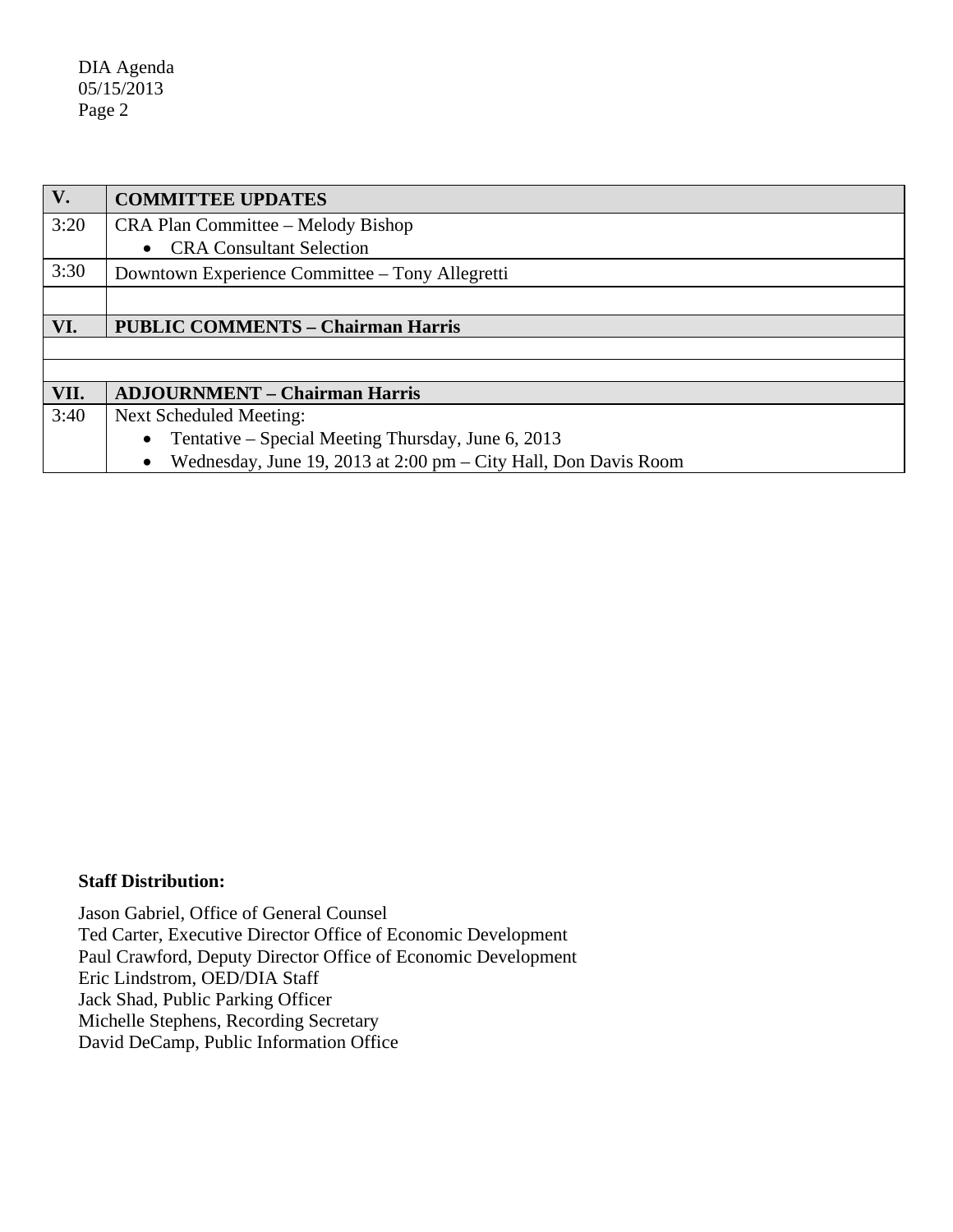| V. | COMMITTEE UPDATES |
|---|---|
| 3:20 | CRA Plan Committee – Melody Bishop<br>• CRA Consultant Selection |
| 3:30 | Downtown Experience Committee – Tony Allegretti |
| | |
| **VI.** | **PUBLIC COMMENTS – Chairman Harris** |
| | |
| | |
| **VII.** | **ADJOURNMENT – Chairman Harris** |
| 3:40 | Next Scheduled Meeting:<br>• Tentative – Special Meeting Thursday, June 6, 2013<br>• Wednesday, June 19, 2013 at 2:00 pm – City Hall, Don Davis Room |

**Staff Distribution:**

Jason Gabriel, Office of General Counsel
Ted Carter, Executive Director Office of Economic Development
Paul Crawford, Deputy Director Office of Economic Development
Eric Lindstrom, OED/DIA Staff
Jack Shad, Public Parking Officer
Michelle Stephens, Recording Secretary
David DeCamp, Public Information Office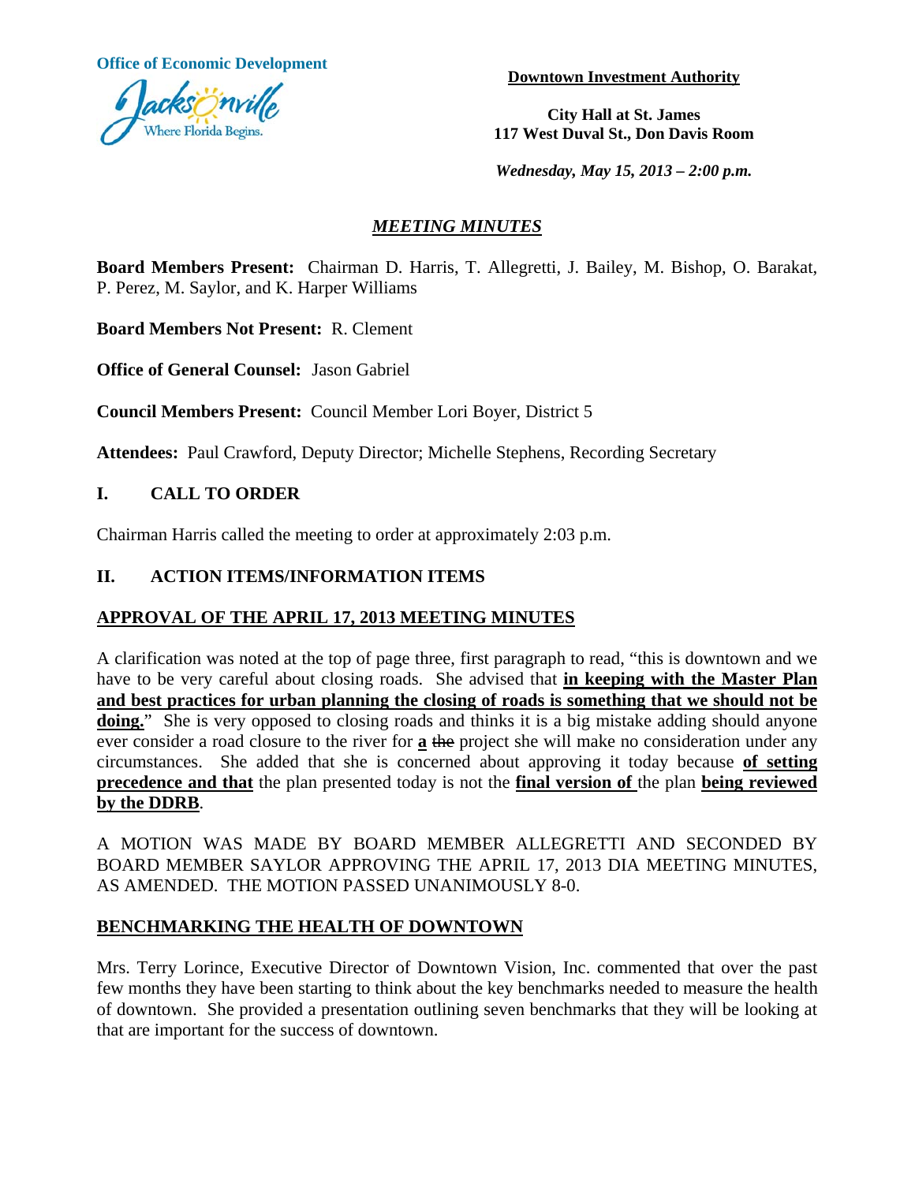**Office of Economic Development**

Jacksonville — Where Florida Begins.

**Downtown Investment Authority**

**City Hall at St. James**
**117 West Duval St., Don Davis Room**

***Wednesday, May 15, 2013 – 2:00 p.m.***

## *MEETING MINUTES*

**Board Members Present:** Chairman D. Harris, T. Allegretti, J. Bailey, M. Bishop, O. Barakat, P. Perez, M. Saylor, and K. Harper Williams

**Board Members Not Present:** R. Clement

**Office of General Counsel:** Jason Gabriel

**Council Members Present:** Council Member Lori Boyer, District 5

**Attendees:** Paul Crawford, Deputy Director; Michelle Stephens, Recording Secretary

## I. CALL TO ORDER

Chairman Harris called the meeting to order at approximately 2:03 p.m.

## II. ACTION ITEMS/INFORMATION ITEMS

### APPROVAL OF THE APRIL 17, 2013 MEETING MINUTES

A clarification was noted at the top of page three, first paragraph to read, "this is downtown and we have to be very careful about closing roads. She advised that **in keeping with the Master Plan and best practices for urban planning the closing of roads is something that we should not be doing.**" She is very opposed to closing roads and thinks it is a big mistake adding should anyone ever consider a road closure to the river for **a** ~~the~~ project she will make no consideration under any circumstances. She added that she is concerned about approving it today because **of setting precedence and that** the plan presented today is not the **final version of** the plan **being reviewed by the DDRB**.

A MOTION WAS MADE BY BOARD MEMBER ALLEGRETTI AND SECONDED BY BOARD MEMBER SAYLOR APPROVING THE APRIL 17, 2013 DIA MEETING MINUTES, AS AMENDED. THE MOTION PASSED UNANIMOUSLY 8-0.

### BENCHMARKING THE HEALTH OF DOWNTOWN

Mrs. Terry Lorince, Executive Director of Downtown Vision, Inc. commented that over the past few months they have been starting to think about the key benchmarks needed to measure the health of downtown. She provided a presentation outlining seven benchmarks that they will be looking at that are important for the success of downtown.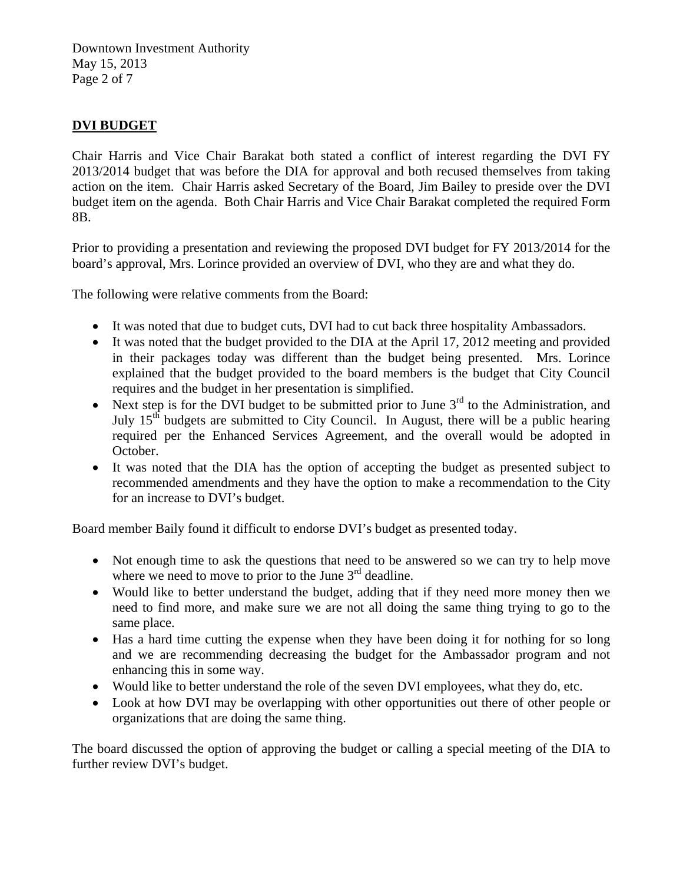## DVI BUDGET

Chair Harris and Vice Chair Barakat both stated a conflict of interest regarding the DVI FY 2013/2014 budget that was before the DIA for approval and both recused themselves from taking action on the item. Chair Harris asked Secretary of the Board, Jim Bailey to preside over the DVI budget item on the agenda. Both Chair Harris and Vice Chair Barakat completed the required Form 8B.

Prior to providing a presentation and reviewing the proposed DVI budget for FY 2013/2014 for the board's approval, Mrs. Lorince provided an overview of DVI, who they are and what they do.

The following were relative comments from the Board:

- It was noted that due to budget cuts, DVI had to cut back three hospitality Ambassadors.
- It was noted that the budget provided to the DIA at the April 17, 2012 meeting and provided in their packages today was different than the budget being presented. Mrs. Lorince explained that the budget provided to the board members is the budget that City Council requires and the budget in her presentation is simplified.
- Next step is for the DVI budget to be submitted prior to June 3rd to the Administration, and July 15th budgets are submitted to City Council. In August, there will be a public hearing required per the Enhanced Services Agreement, and the overall would be adopted in October.
- It was noted that the DIA has the option of accepting the budget as presented subject to recommended amendments and they have the option to make a recommendation to the City for an increase to DVI's budget.

Board member Baily found it difficult to endorse DVI's budget as presented today.

- Not enough time to ask the questions that need to be answered so we can try to help move where we need to move to prior to the June 3rd deadline.
- Would like to better understand the budget, adding that if they need more money then we need to find more, and make sure we are not all doing the same thing trying to go to the same place.
- Has a hard time cutting the expense when they have been doing it for nothing for so long and we are recommending decreasing the budget for the Ambassador program and not enhancing this in some way.
- Would like to better understand the role of the seven DVI employees, what they do, etc.
- Look at how DVI may be overlapping with other opportunities out there of other people or organizations that are doing the same thing.

The board discussed the option of approving the budget or calling a special meeting of the DIA to further review DVI's budget.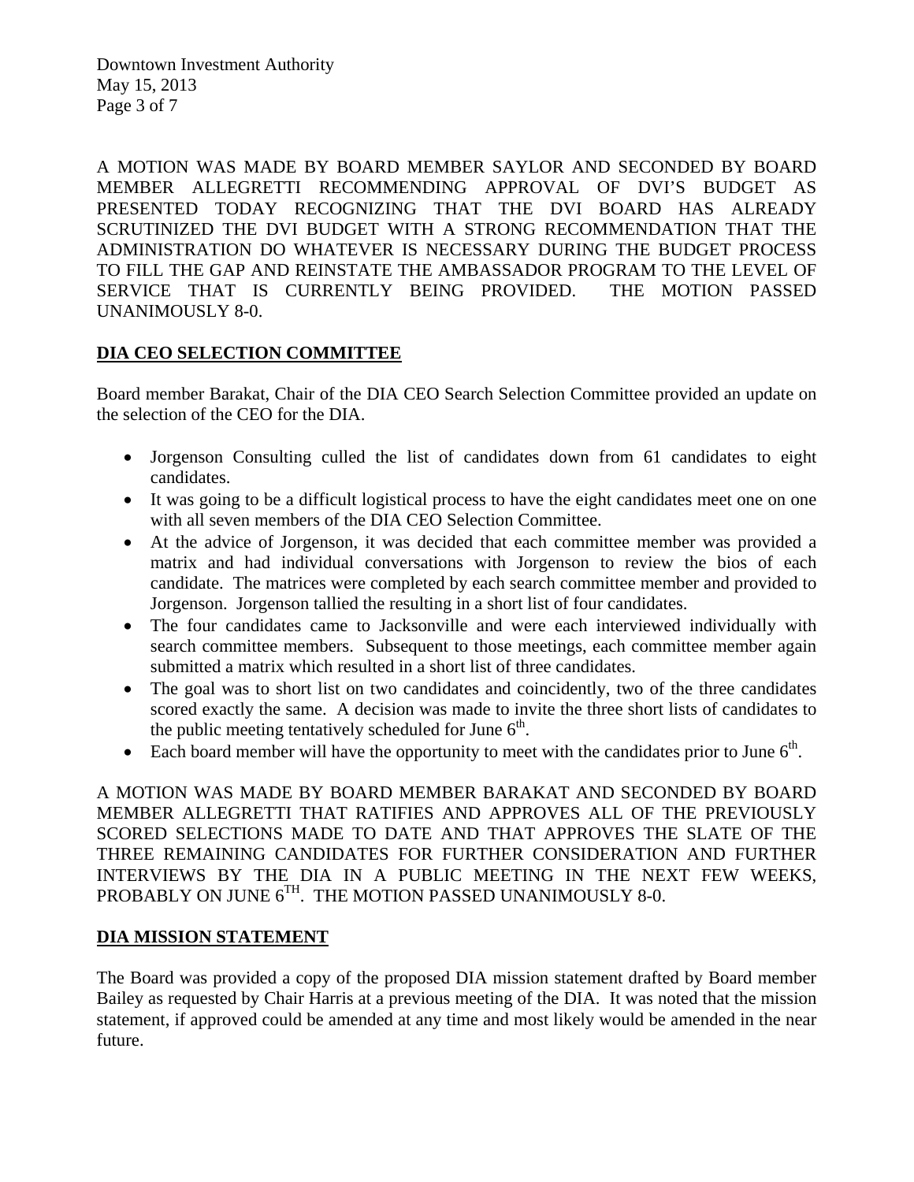A MOTION WAS MADE BY BOARD MEMBER SAYLOR AND SECONDED BY BOARD MEMBER ALLEGRETTI RECOMMENDING APPROVAL OF DVI'S BUDGET AS PRESENTED TODAY RECOGNIZING THAT THE DVI BOARD HAS ALREADY SCRUTINIZED THE DVI BUDGET WITH A STRONG RECOMMENDATION THAT THE ADMINISTRATION DO WHATEVER IS NECESSARY DURING THE BUDGET PROCESS TO FILL THE GAP AND REINSTATE THE AMBASSADOR PROGRAM TO THE LEVEL OF SERVICE THAT IS CURRENTLY BEING PROVIDED. THE MOTION PASSED UNANIMOUSLY 8-0.

**DIA CEO SELECTION COMMITTEE**

Board member Barakat, Chair of the DIA CEO Search Selection Committee provided an update on the selection of the CEO for the DIA.

- Jorgenson Consulting culled the list of candidates down from 61 candidates to eight candidates.
- It was going to be a difficult logistical process to have the eight candidates meet one on one with all seven members of the DIA CEO Selection Committee.
- At the advice of Jorgenson, it was decided that each committee member was provided a matrix and had individual conversations with Jorgenson to review the bios of each candidate. The matrices were completed by each search committee member and provided to Jorgenson. Jorgenson tallied the resulting in a short list of four candidates.
- The four candidates came to Jacksonville and were each interviewed individually with search committee members. Subsequent to those meetings, each committee member again submitted a matrix which resulted in a short list of three candidates.
- The goal was to short list on two candidates and coincidently, two of the three candidates scored exactly the same. A decision was made to invite the three short lists of candidates to the public meeting tentatively scheduled for June 6th.
- Each board member will have the opportunity to meet with the candidates prior to June 6th.

A MOTION WAS MADE BY BOARD MEMBER BARAKAT AND SECONDED BY BOARD MEMBER ALLEGRETTI THAT RATIFIES AND APPROVES ALL OF THE PREVIOUSLY SCORED SELECTIONS MADE TO DATE AND THAT APPROVES THE SLATE OF THE THREE REMAINING CANDIDATES FOR FURTHER CONSIDERATION AND FURTHER INTERVIEWS BY THE DIA IN A PUBLIC MEETING IN THE NEXT FEW WEEKS, PROBABLY ON JUNE 6TH. THE MOTION PASSED UNANIMOUSLY 8-0.

**DIA MISSION STATEMENT**

The Board was provided a copy of the proposed DIA mission statement drafted by Board member Bailey as requested by Chair Harris at a previous meeting of the DIA. It was noted that the mission statement, if approved could be amended at any time and most likely would be amended in the near future.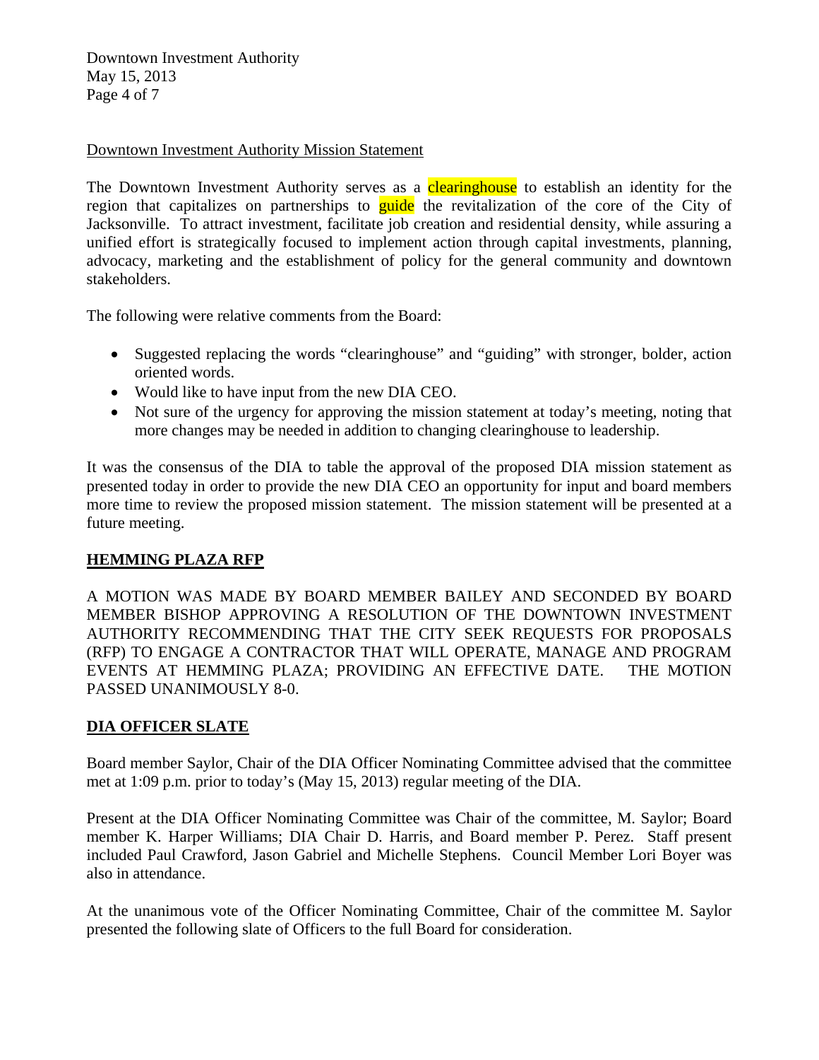Downtown Investment Authority Mission Statement

The Downtown Investment Authority serves as a clearinghouse to establish an identity for the region that capitalizes on partnerships to guide the revitalization of the core of the City of Jacksonville. To attract investment, facilitate job creation and residential density, while assuring a unified effort is strategically focused to implement action through capital investments, planning, advocacy, marketing and the establishment of policy for the general community and downtown stakeholders.

The following were relative comments from the Board:

- Suggested replacing the words "clearinghouse" and "guiding" with stronger, bolder, action oriented words.
- Would like to have input from the new DIA CEO.
- Not sure of the urgency for approving the mission statement at today's meeting, noting that more changes may be needed in addition to changing clearinghouse to leadership.

It was the consensus of the DIA to table the approval of the proposed DIA mission statement as presented today in order to provide the new DIA CEO an opportunity for input and board members more time to review the proposed mission statement. The mission statement will be presented at a future meeting.

## HEMMING PLAZA RFP

A MOTION WAS MADE BY BOARD MEMBER BAILEY AND SECONDED BY BOARD MEMBER BISHOP APPROVING A RESOLUTION OF THE DOWNTOWN INVESTMENT AUTHORITY RECOMMENDING THAT THE CITY SEEK REQUESTS FOR PROPOSALS (RFP) TO ENGAGE A CONTRACTOR THAT WILL OPERATE, MANAGE AND PROGRAM EVENTS AT HEMMING PLAZA; PROVIDING AN EFFECTIVE DATE. THE MOTION PASSED UNANIMOUSLY 8-0.

## DIA OFFICER SLATE

Board member Saylor, Chair of the DIA Officer Nominating Committee advised that the committee met at 1:09 p.m. prior to today's (May 15, 2013) regular meeting of the DIA.

Present at the DIA Officer Nominating Committee was Chair of the committee, M. Saylor; Board member K. Harper Williams; DIA Chair D. Harris, and Board member P. Perez. Staff present included Paul Crawford, Jason Gabriel and Michelle Stephens. Council Member Lori Boyer was also in attendance.

At the unanimous vote of the Officer Nominating Committee, Chair of the committee M. Saylor presented the following slate of Officers to the full Board for consideration.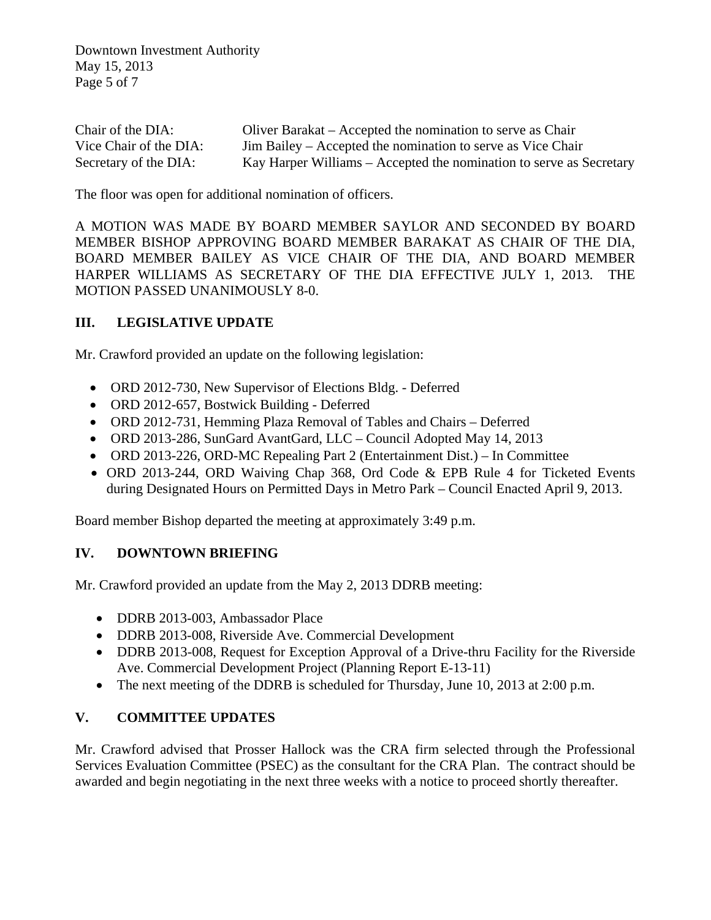| | |
|---|---|
| Chair of the DIA: | Oliver Barakat – Accepted the nomination to serve as Chair |
| Vice Chair of the DIA: | Jim Bailey – Accepted the nomination to serve as Vice Chair |
| Secretary of the DIA: | Kay Harper Williams – Accepted the nomination to serve as Secretary |

The floor was open for additional nomination of officers.

A MOTION WAS MADE BY BOARD MEMBER SAYLOR AND SECONDED BY BOARD MEMBER BISHOP APPROVING BOARD MEMBER BARAKAT AS CHAIR OF THE DIA, BOARD MEMBER BAILEY AS VICE CHAIR OF THE DIA, AND BOARD MEMBER HARPER WILLIAMS AS SECRETARY OF THE DIA EFFECTIVE JULY 1, 2013. THE MOTION PASSED UNANIMOUSLY 8-0.

## III. LEGISLATIVE UPDATE

Mr. Crawford provided an update on the following legislation:

- ORD 2012-730, New Supervisor of Elections Bldg. - Deferred
- ORD 2012-657, Bostwick Building - Deferred
- ORD 2012-731, Hemming Plaza Removal of Tables and Chairs – Deferred
- ORD 2013-286, SunGard AvantGard, LLC – Council Adopted May 14, 2013
- ORD 2013-226, ORD-MC Repealing Part 2 (Entertainment Dist.) – In Committee
- ORD 2013-244, ORD Waiving Chap 368, Ord Code & EPB Rule 4 for Ticketed Events during Designated Hours on Permitted Days in Metro Park – Council Enacted April 9, 2013.

Board member Bishop departed the meeting at approximately 3:49 p.m.

## IV. DOWNTOWN BRIEFING

Mr. Crawford provided an update from the May 2, 2013 DDRB meeting:

- DDRB 2013-003, Ambassador Place
- DDRB 2013-008, Riverside Ave. Commercial Development
- DDRB 2013-008, Request for Exception Approval of a Drive-thru Facility for the Riverside Ave. Commercial Development Project (Planning Report E-13-11)
- The next meeting of the DDRB is scheduled for Thursday, June 10, 2013 at 2:00 p.m.

## V. COMMITTEE UPDATES

Mr. Crawford advised that Prosser Hallock was the CRA firm selected through the Professional Services Evaluation Committee (PSEC) as the consultant for the CRA Plan. The contract should be awarded and begin negotiating in the next three weeks with a notice to proceed shortly thereafter.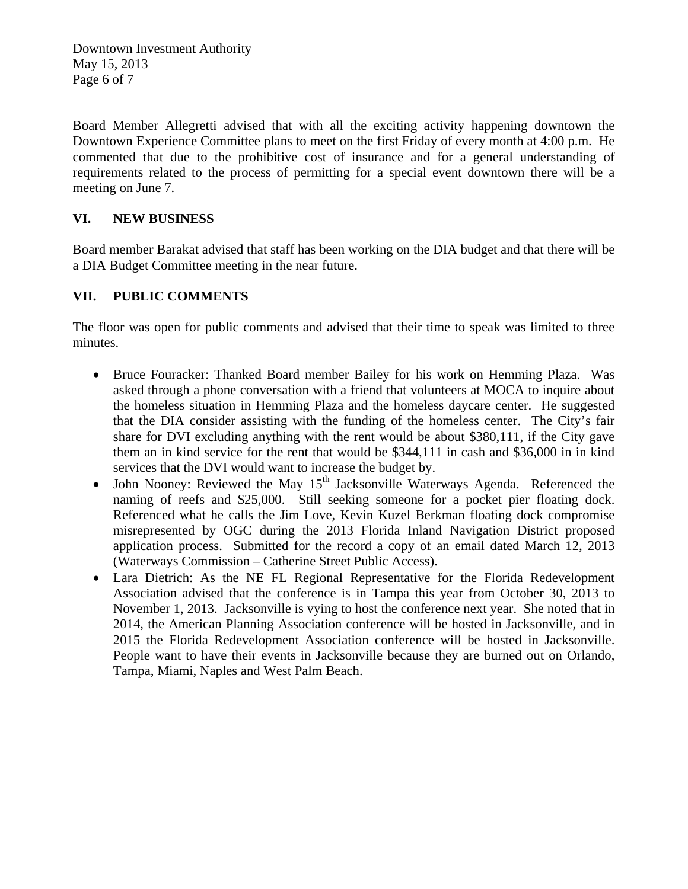Board Member Allegretti advised that with all the exciting activity happening downtown the Downtown Experience Committee plans to meet on the first Friday of every month at 4:00 p.m. He commented that due to the prohibitive cost of insurance and for a general understanding of requirements related to the process of permitting for a special event downtown there will be a meeting on June 7.

## VI. NEW BUSINESS

Board member Barakat advised that staff has been working on the DIA budget and that there will be a DIA Budget Committee meeting in the near future.

## VII. PUBLIC COMMENTS

The floor was open for public comments and advised that their time to speak was limited to three minutes.

- Bruce Fouracker: Thanked Board member Bailey for his work on Hemming Plaza. Was asked through a phone conversation with a friend that volunteers at MOCA to inquire about the homeless situation in Hemming Plaza and the homeless daycare center. He suggested that the DIA consider assisting with the funding of the homeless center. The City's fair share for DVI excluding anything with the rent would be about $380,111, if the City gave them an in kind service for the rent that would be $344,111 in cash and $36,000 in in kind services that the DVI would want to increase the budget by.
- John Nooney: Reviewed the May 15th Jacksonville Waterways Agenda. Referenced the naming of reefs and $25,000. Still seeking someone for a pocket pier floating dock. Referenced what he calls the Jim Love, Kevin Kuzel Berkman floating dock compromise misrepresented by OGC during the 2013 Florida Inland Navigation District proposed application process. Submitted for the record a copy of an email dated March 12, 2013 (Waterways Commission – Catherine Street Public Access).
- Lara Dietrich: As the NE FL Regional Representative for the Florida Redevelopment Association advised that the conference is in Tampa this year from October 30, 2013 to November 1, 2013. Jacksonville is vying to host the conference next year. She noted that in 2014, the American Planning Association conference will be hosted in Jacksonville, and in 2015 the Florida Redevelopment Association conference will be hosted in Jacksonville. People want to have their events in Jacksonville because they are burned out on Orlando, Tampa, Miami, Naples and West Palm Beach.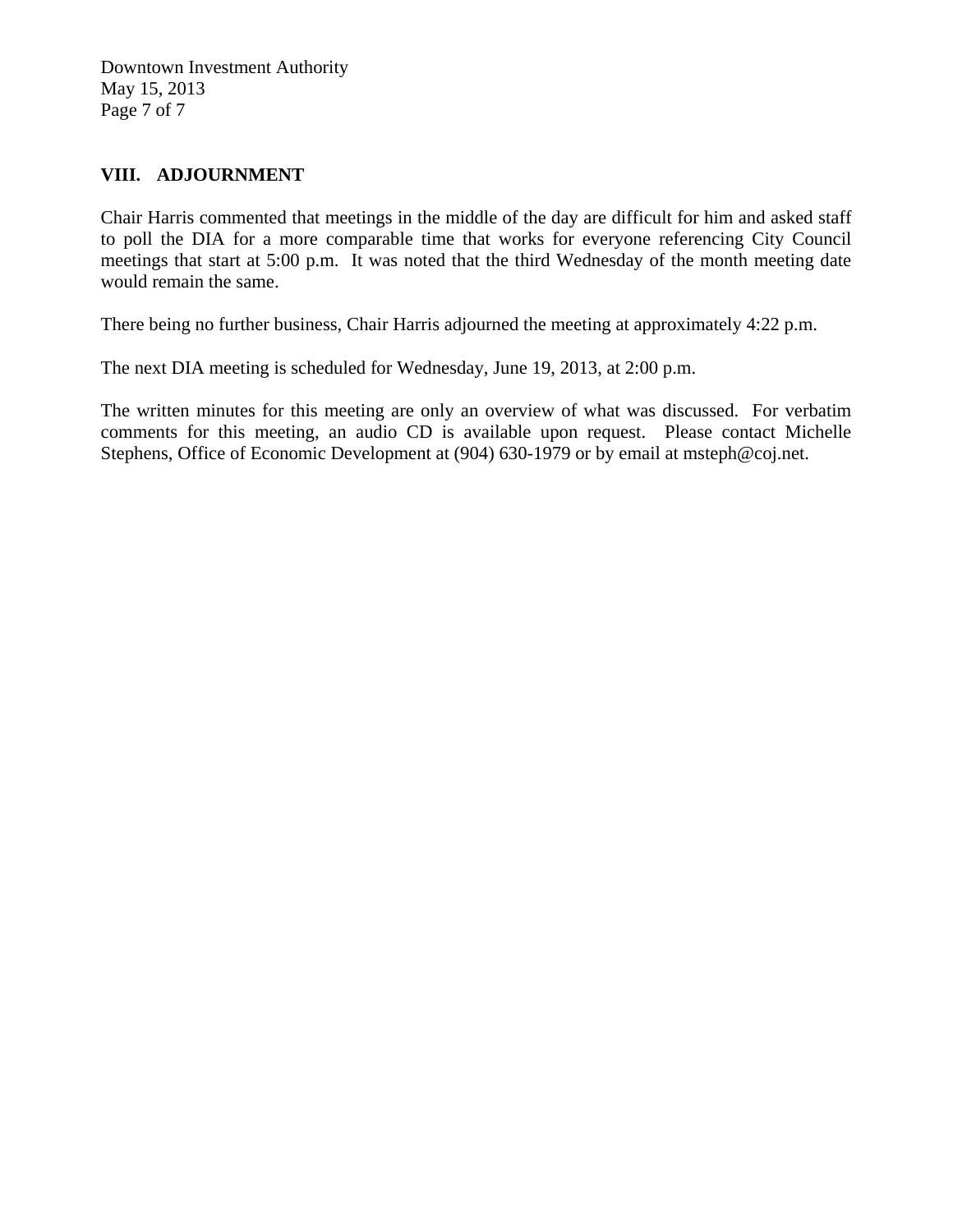## VIII. ADJOURNMENT

Chair Harris commented that meetings in the middle of the day are difficult for him and asked staff to poll the DIA for a more comparable time that works for everyone referencing City Council meetings that start at 5:00 p.m. It was noted that the third Wednesday of the month meeting date would remain the same.

There being no further business, Chair Harris adjourned the meeting at approximately 4:22 p.m.

The next DIA meeting is scheduled for Wednesday, June 19, 2013, at 2:00 p.m.

The written minutes for this meeting are only an overview of what was discussed. For verbatim comments for this meeting, an audio CD is available upon request. Please contact Michelle Stephens, Office of Economic Development at (904) 630-1979 or by email at msteph@coj.net.